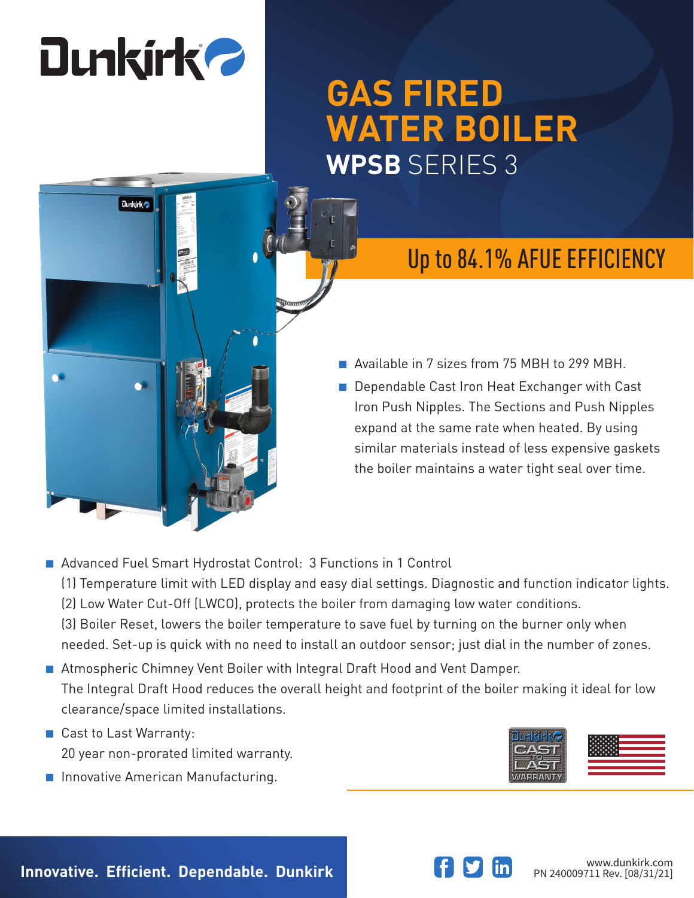# GAS FIRED WATER BOILER

## WPSB SERIES 3

### Up to 84.1% AFUE EFFICIENCY

- Available in 7 sizes from 75 MBH to 299 MBH.
- Dependable Cast Iron Heat Exchanger with Cast Iron Push Nipples. The Sections and Push Nipples expand at the same rate when heated. By using similar materials instead of less expensive gaskets the boiler maintains a water tight seal over time.
- Advanced Fuel Smart Hydrostat Control: 3 Functions in 1 Control
  (1) Temperature limit with LED display and easy dial settings. Diagnostic and function indicator lights.
  (2) Low Water Cut-Off (LWCO), protects the boiler from damaging low water conditions.
  (3) Boiler Reset, lowers the boiler temperature to save fuel by turning on the burner only when needed. Set-up is quick with no need to install an outdoor sensor; just dial in the number of zones.
- Atmospheric Chimney Vent Boiler with Integral Draft Hood and Vent Damper.
  The Integral Draft Hood reduces the overall height and footprint of the boiler making it ideal for low clearance/space limited installations.
- Cast to Last Warranty:
  20 year non-prorated limited warranty.
- Innovative American Manufacturing.

**Innovative. Efficient. Dependable. Dunkirk**

www.dunkirk.com
PN 240009711 Rev. [08/31/21]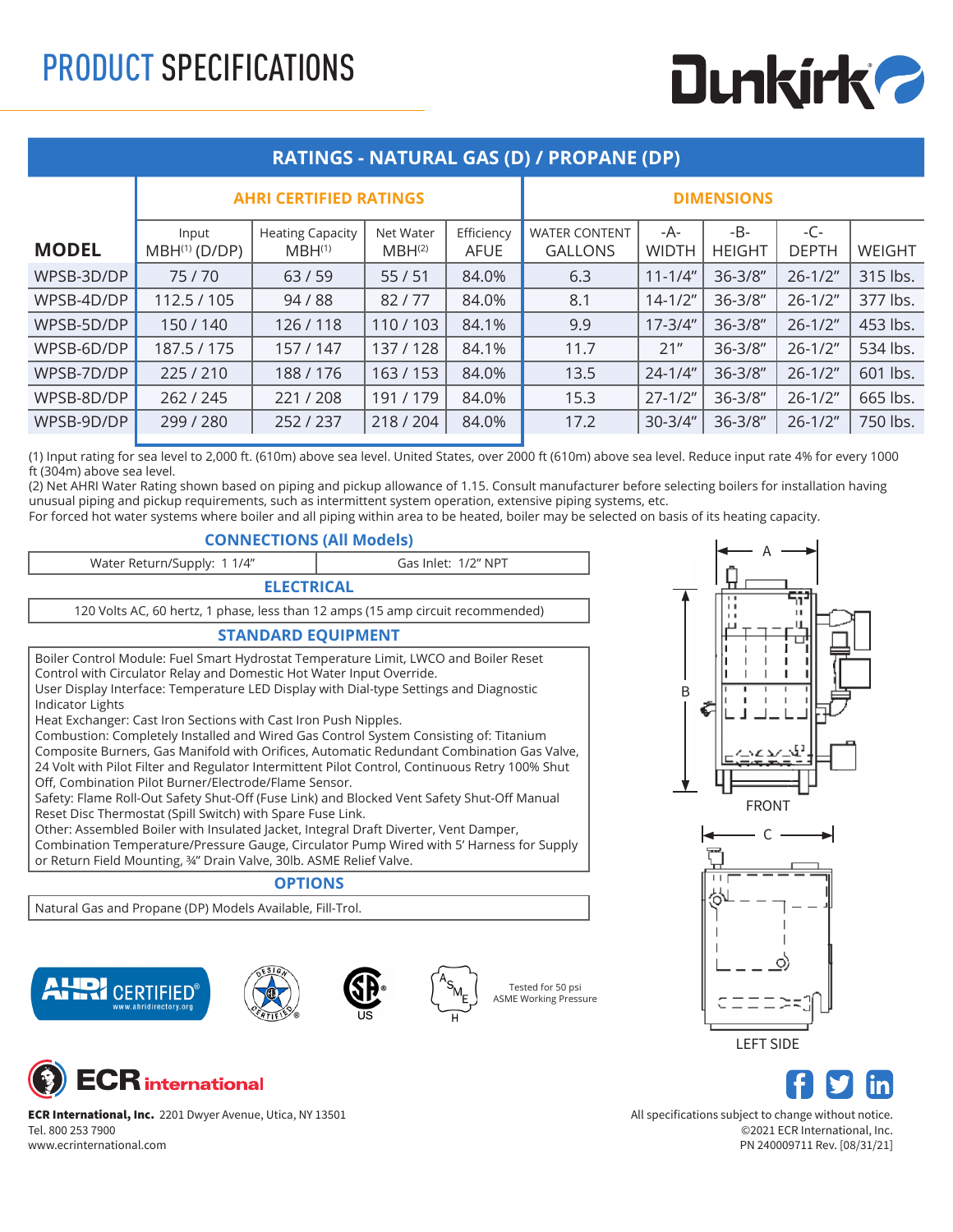# PRODUCT SPECIFICATIONS

Dunkirk

## RATINGS - NATURAL GAS (D) / PROPANE (DP)

| MODEL | AHRI CERTIFIED RATINGS | | | | DIMENSIONS | | | | |
|---|---|---|---|---|---|---|---|---|---|
| | Input MBH(1) (D/DP) | Heating Capacity MBH(1) | Net Water MBH(2) | Efficiency AFUE | WATER CONTENT GALLONS | -A- WIDTH | -B- HEIGHT | -C- DEPTH | WEIGHT |
| WPSB-3D/DP | 75 / 70 | 63 / 59 | 55 / 51 | 84.0% | 6.3 | 11-1/4" | 36-3/8" | 26-1/2" | 315 lbs. |
| WPSB-4D/DP | 112.5 / 105 | 94 / 88 | 82 / 77 | 84.0% | 8.1 | 14-1/2" | 36-3/8" | 26-1/2" | 377 lbs. |
| WPSB-5D/DP | 150 / 140 | 126 / 118 | 110 / 103 | 84.1% | 9.9 | 17-3/4" | 36-3/8" | 26-1/2" | 453 lbs. |
| WPSB-6D/DP | 187.5 / 175 | 157 / 147 | 137 / 128 | 84.1% | 11.7 | 21" | 36-3/8" | 26-1/2" | 534 lbs. |
| WPSB-7D/DP | 225 / 210 | 188 / 176 | 163 / 153 | 84.0% | 13.5 | 24-1/4" | 36-3/8" | 26-1/2" | 601 lbs. |
| WPSB-8D/DP | 262 / 245 | 221 / 208 | 191 / 179 | 84.0% | 15.3 | 27-1/2" | 36-3/8" | 26-1/2" | 665 lbs. |
| WPSB-9D/DP | 299 / 280 | 252 / 237 | 218 / 204 | 84.0% | 17.2 | 30-3/4" | 36-3/8" | 26-1/2" | 750 lbs. |

(1) Input rating for sea level to 2,000 ft. (610m) above sea level. United States, over 2000 ft (610m) above sea level. Reduce input rate 4% for every 1000 ft (304m) above sea level.
(2) Net AHRI Water Rating shown based on piping and pickup allowance of 1.15. Consult manufacturer before selecting boilers for installation having unusual piping and pickup requirements, such as intermittent system operation, extensive piping systems, etc.
For forced hot water systems where boiler and all piping within area to be heated, boiler may be selected on basis of its heating capacity.

### CONNECTIONS (All Models)

| | |
|---|---|
| Water Return/Supply: 1 1/4" | Gas Inlet: 1/2" NPT |

### ELECTRICAL

120 Volts AC, 60 hertz, 1 phase, less than 12 amps (15 amp circuit recommended)

### STANDARD EQUIPMENT

Boiler Control Module: Fuel Smart Hydrostat Temperature Limit, LWCO and Boiler Reset Control with Circulator Relay and Domestic Hot Water Input Override.
User Display Interface: Temperature LED Display with Dial-type Settings and Diagnostic Indicator Lights
Heat Exchanger: Cast Iron Sections with Cast Iron Push Nipples.
Combustion: Completely Installed and Wired Gas Control System Consisting of: Titanium Composite Burners, Gas Manifold with Orifices, Automatic Redundant Combination Gas Valve, 24 Volt with Pilot Filter and Regulator Intermittent Pilot Control, Continuous Retry 100% Shut Off, Combination Pilot Burner/Electrode/Flame Sensor.
Safety: Flame Roll-Out Safety Shut-Off (Fuse Link) and Blocked Vent Safety Shut-Off Manual Reset Disc Thermostat (Spill Switch) with Spare Fuse Link.
Other: Assembled Boiler with Insulated Jacket, Integral Draft Diverter, Vent Damper, Combination Temperature/Pressure Gauge, Circulator Pump Wired with 5' Harness for Supply or Return Field Mounting, ¾" Drain Valve, 30lb. ASME Relief Valve.

### OPTIONS

Natural Gas and Propane (DP) Models Available, Fill-Trol.

A

B

FRONT

C

LEFT SIDE

AHRI CERTIFIED® www.ahridirectory.org

Tested for 50 psi ASME Working Pressure

**ECR International, Inc.** 2201 Dwyer Avenue, Utica, NY 13501
Tel. 800 253 7900
www.ecrinternational.com

All specifications subject to change without notice.
©2021 ECR International, Inc.
PN 240009711 Rev. [08/31/21]